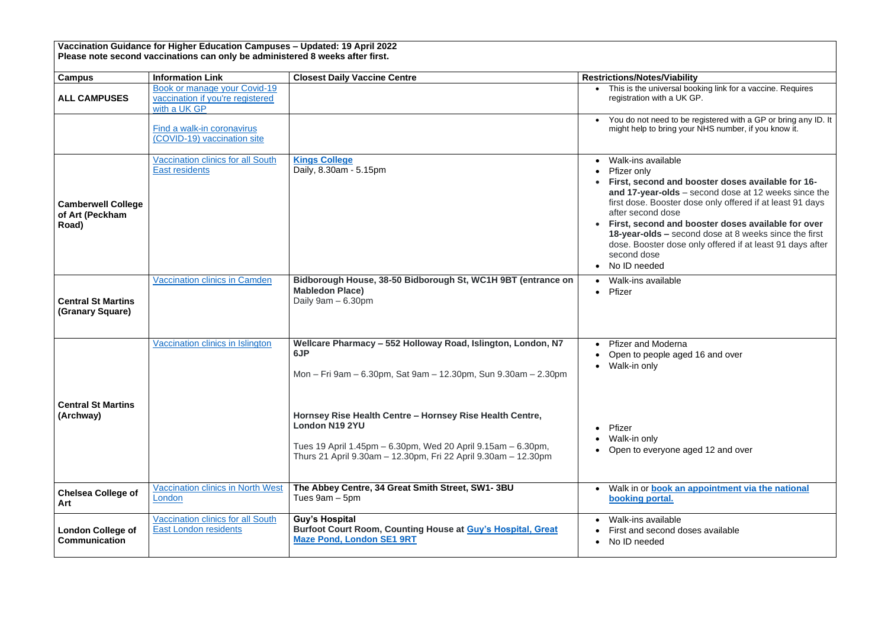**Vaccination Guidance for Higher Education Campuses – Updated: 19 April 2022**
**Please note second vaccinations can only be administered 8 weeks after first.**

| Campus | Information Link | Closest Daily Vaccine Centre | Restrictions/Notes/Viability |
|---|---|---|---|
| **ALL CAMPUSES** | Book or manage your Covid-19 vaccination if you're registered with a UK GP | | • This is the universal booking link for a vaccine. Requires registration with a UK GP. |
| | Find a walk-in coronavirus (COVID-19) vaccination site | | • You do not need to be registered with a GP or bring any ID. It might help to bring your NHS number, if you know it. |
| **Camberwell College of Art (Peckham Road)** | Vaccination clinics for all South East residents | **Kings College**<br>Daily, 8.30am - 5.15pm | • Walk-ins available<br>• Pfizer only<br>• **First, second and booster doses available for 16- and 17-year-olds** – second dose at 12 weeks since the first dose. Booster dose only offered if at least 91 days after second dose<br>• **First, second and booster doses available for over 18-year-olds –** second dose at 8 weeks since the first dose. Booster dose only offered if at least 91 days after second dose<br>• No ID needed |
| **Central St Martins (Granary Square)** | Vaccination clinics in Camden | **Bidborough House, 38-50 Bidborough St, WC1H 9BT (entrance on Mabledon Place)**<br>Daily 9am – 6.30pm | • Walk-ins available<br>• Pfizer |
| **Central St Martins (Archway)** | Vaccination clinics in Islington | **Wellcare Pharmacy – 552 Holloway Road, Islington, London, N7 6JP**<br><br>Mon – Fri 9am – 6.30pm, Sat 9am – 12.30pm, Sun 9.30am – 2.30pm<br><br>**Hornsey Rise Health Centre – Hornsey Rise Health Centre, London N19 2YU**<br><br>Tues 19 April 1.45pm – 6.30pm, Wed 20 April 9.15am – 6.30pm, Thurs 21 April 9.30am – 12.30pm, Fri 22 April 9.30am – 12.30pm | • Pfizer and Moderna<br>• Open to people aged 16 and over<br>• Walk-in only<br><br>• Pfizer<br>• Walk-in only<br>• Open to everyone aged 12 and over |
| **Chelsea College of Art** | Vaccination clinics in North West London | **The Abbey Centre, 34 Great Smith Street, SW1- 3BU**<br>Tues 9am – 5pm | • Walk in or **book an appointment via the national booking portal.** |
| **London College of Communication** | Vaccination clinics for all South East London residents | **Guy's Hospital**<br>**Burfoot Court Room, Counting House at Guy's Hospital, Great Maze Pond, London SE1 9RT** | • Walk-ins available<br>• First and second doses available<br>• No ID needed |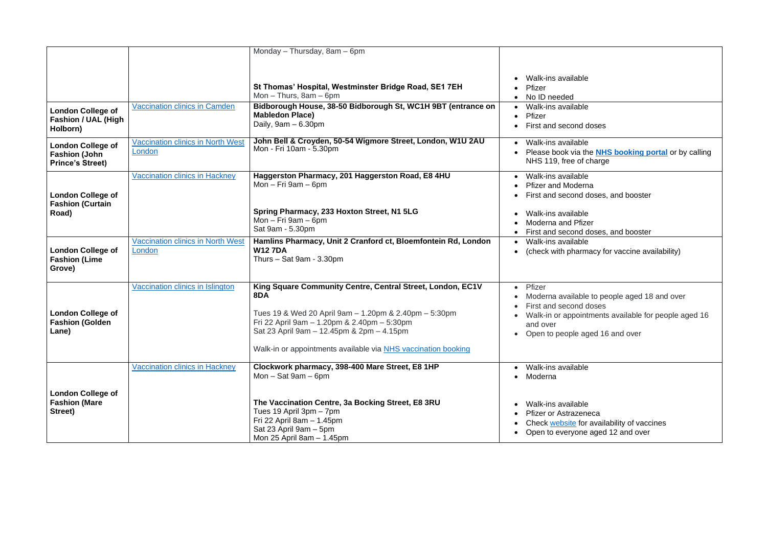| | | | |
|---|---|---|---|
| | | Monday – Thursday, 8am – 6pm<br><br>**St Thomas' Hospital, Westminster Bridge Road, SE1 7EH**<br>Mon – Thurs, 8am – 6pm | • Walk-ins available<br>• Pfizer<br>• No ID needed |
| **London College of Fashion / UAL (High Holborn)** | Vaccination clinics in Camden | **Bidborough House, 38-50 Bidborough St, WC1H 9BT (entrance on Mabledon Place)**<br>Daily, 9am – 6.30pm | • Walk-ins available<br>• Pfizer<br>• First and second doses |
| **London College of Fashion (John Prince's Street)** | Vaccination clinics in North West London | **John Bell & Croyden, 50-54 Wigmore Street, London, W1U 2AU**<br>Mon - Fri 10am - 5.30pm | • Walk-ins available<br>• Please book via the **NHS booking portal** or by calling NHS 119, free of charge |
| **London College of Fashion (Curtain Road)** | Vaccination clinics in Hackney | **Haggerston Pharmacy, 201 Haggerston Road, E8 4HU**<br>Mon – Fri 9am – 6pm<br><br>**Spring Pharmacy, 233 Hoxton Street, N1 5LG**<br>Mon – Fri 9am – 6pm<br>Sat 9am - 5.30pm | • Walk-ins available<br>• Pfizer and Moderna<br>• First and second doses, and booster<br><br>• Walk-ins available<br>• Moderna and Pfizer<br>• First and second doses, and booster |
| **London College of Fashion (Lime Grove)** | Vaccination clinics in North West London | **Hamlins Pharmacy, Unit 2 Cranford ct, Bloemfontein Rd, London W12 7DA**<br>Thurs – Sat 9am - 3.30pm | • Walk-ins available<br>• (check with pharmacy for vaccine availability) |
| **London College of Fashion (Golden Lane)** | Vaccination clinics in Islington | **King Square Community Centre, Central Street, London, EC1V 8DA**<br><br>Tues 19 & Wed 20 April 9am – 1.20pm & 2.40pm – 5:30pm<br>Fri 22 April 9am – 1.20pm & 2.40pm – 5:30pm<br>Sat 23 April 9am – 12.45pm & 2pm – 4.15pm<br><br>Walk-in or appointments available via NHS vaccination booking | • Pfizer<br>• Moderna available to people aged 18 and over<br>• First and second doses<br>• Walk-in or appointments available for people aged 16 and over<br>• Open to people aged 16 and over |
| **London College of Fashion (Mare Street)** | Vaccination clinics in Hackney | **Clockwork pharmacy, 398-400 Mare Street, E8 1HP**<br>Mon – Sat 9am – 6pm<br><br>**The Vaccination Centre, 3a Bocking Street, E8 3RU**<br>Tues 19 April 3pm – 7pm<br>Fri 22 April 8am – 1.45pm<br>Sat 23 April 9am – 5pm<br>Mon 25 April 8am – 1.45pm | • Walk-ins available<br>• Moderna<br><br>• Walk-ins available<br>• Pfizer or Astrazeneca<br>• Check website for availability of vaccines<br>• Open to everyone aged 12 and over |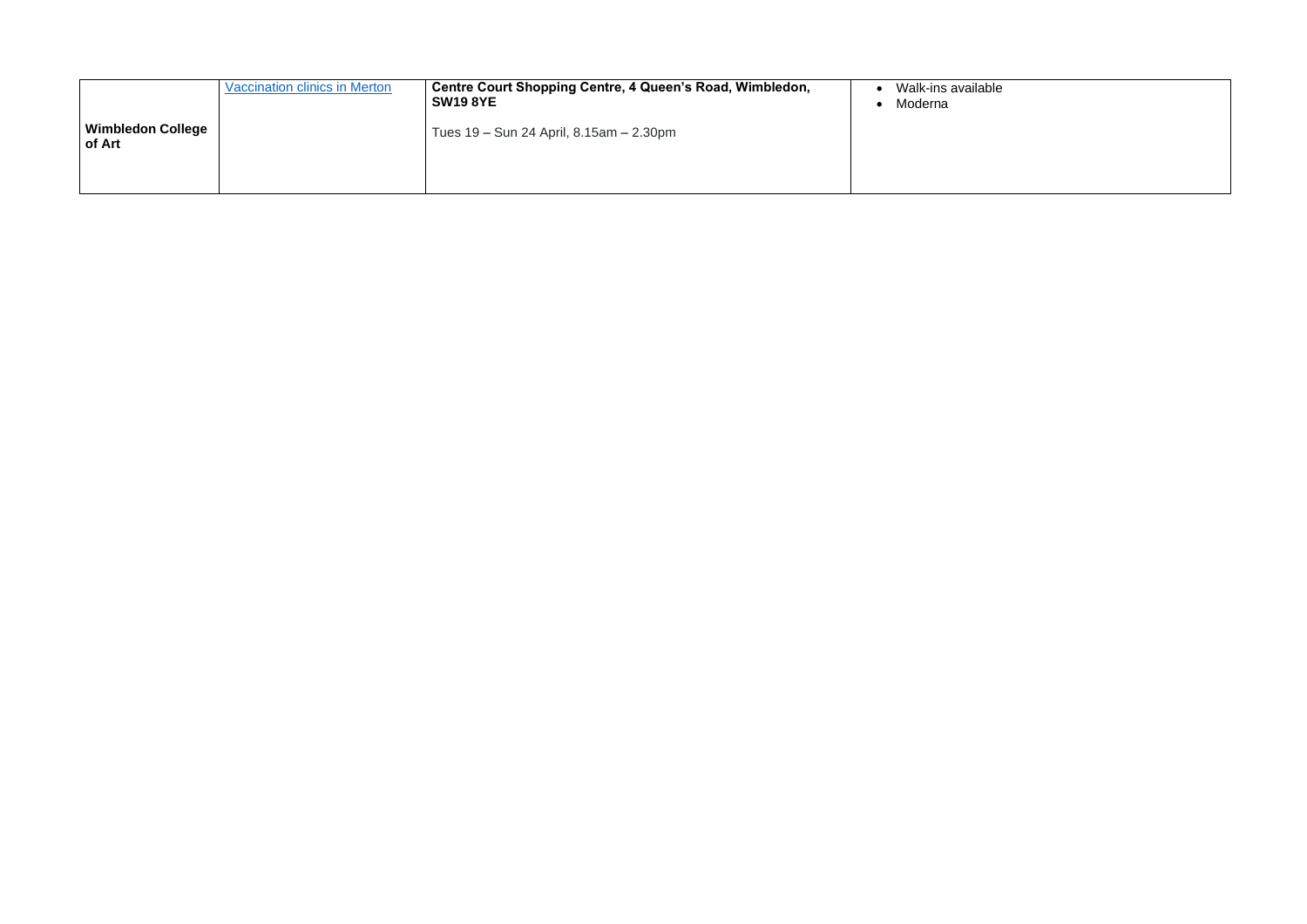| | | | |
|---|---|---|---|
| **Wimbledon College of Art** | [Vaccination clinics in Merton]() | **Centre Court Shopping Centre, 4 Queen's Road, Wimbledon, SW19 8YE**<br><br>Tues 19 – Sun 24 April, 8.15am – 2.30pm | • Walk-ins available<br>• Moderna |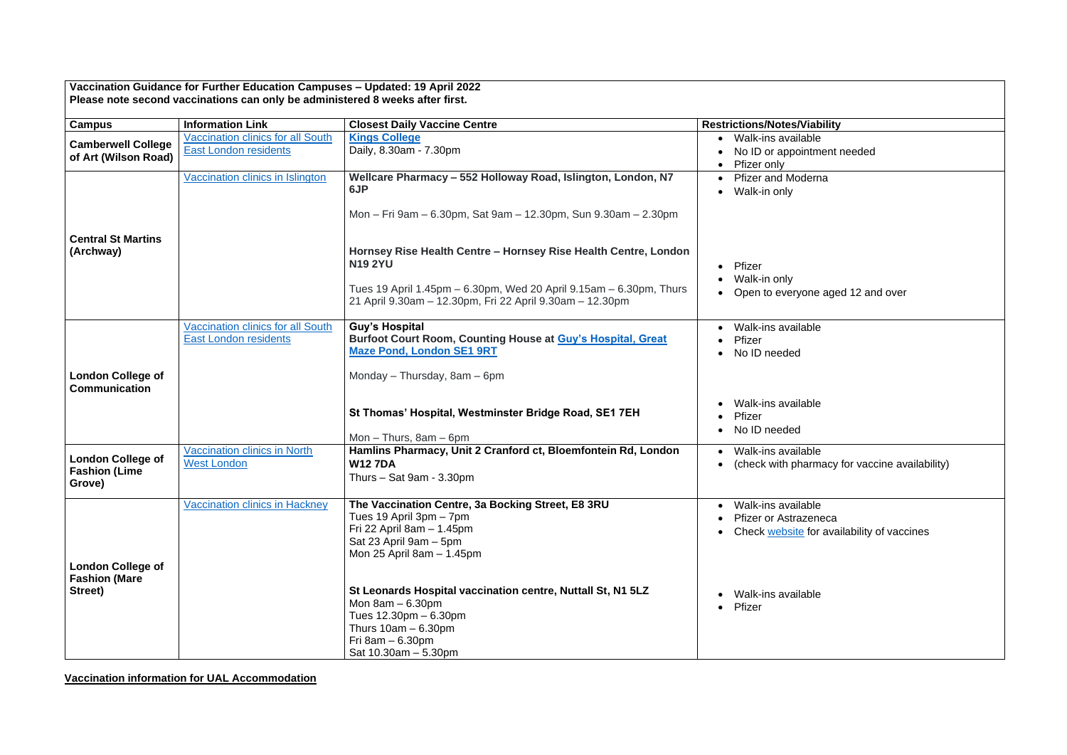**Vaccination Guidance for Further Education Campuses – Updated: 19 April 2022**
**Please note second vaccinations can only be administered 8 weeks after first.**

| Campus | Information Link | Closest Daily Vaccine Centre | Restrictions/Notes/Viability |
|---|---|---|---|
| **Camberwell College of Art (Wilson Road)** | Vaccination clinics for all South East London residents | **Kings College**<br>Daily, 8.30am - 7.30pm | • Walk-ins available<br>• No ID or appointment needed<br>• Pfizer only |
| **Central St Martins (Archway)** | Vaccination clinics in Islington | **Wellcare Pharmacy – 552 Holloway Road, Islington, London, N7 6JP**<br>Mon – Fri 9am – 6.30pm, Sat 9am – 12.30pm, Sun 9.30am – 2.30pm | • Pfizer and Moderna<br>• Walk-in only |
| | | **Hornsey Rise Health Centre – Hornsey Rise Health Centre, London N19 2YU**<br>Tues 19 April 1.45pm – 6.30pm, Wed 20 April 9.15am – 6.30pm, Thurs 21 April 9.30am – 12.30pm, Fri 22 April 9.30am – 12.30pm | • Pfizer<br>• Walk-in only<br>• Open to everyone aged 12 and over |
| **London College of Communication** | Vaccination clinics for all South East London residents | **Guy's Hospital**<br>**Burfoot Court Room, Counting House at Guy's Hospital, Great Maze Pond, London SE1 9RT**<br>Monday – Thursday, 8am – 6pm | • Walk-ins available<br>• Pfizer<br>• No ID needed |
| | | **St Thomas' Hospital, Westminster Bridge Road, SE1 7EH**<br>Mon – Thurs, 8am – 6pm | • Walk-ins available<br>• Pfizer<br>• No ID needed |
| **London College of Fashion (Lime Grove)** | Vaccination clinics in North West London | **Hamlins Pharmacy, Unit 2 Cranford ct, Bloemfontein Rd, London W12 7DA**<br>Thurs – Sat 9am - 3.30pm | • Walk-ins available<br>• (check with pharmacy for vaccine availability) |
| **London College of Fashion (Mare Street)** | Vaccination clinics in Hackney | **The Vaccination Centre, 3a Bocking Street, E8 3RU**<br>Tues 19 April 3pm – 7pm<br>Fri 22 April 8am – 1.45pm<br>Sat 23 April 9am – 5pm<br>Mon 25 April 8am – 1.45pm | • Walk-ins available<br>• Pfizer or Astrazeneca<br>• Check website for availability of vaccines |
| | | **St Leonards Hospital vaccination centre, Nuttall St, N1 5LZ**<br>Mon 8am – 6.30pm<br>Tues 12.30pm – 6.30pm<br>Thurs 10am – 6.30pm<br>Fri 8am – 6.30pm<br>Sat 10.30am – 5.30pm | • Walk-ins available<br>• Pfizer |

**Vaccination information for UAL Accommodation**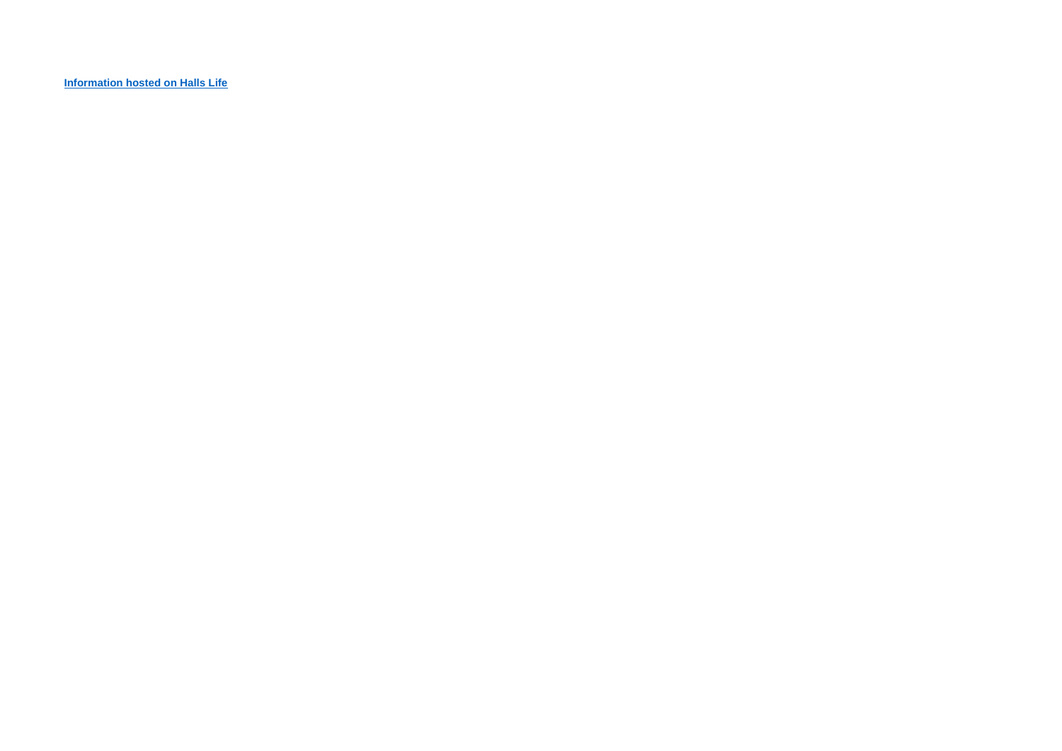**Information hosted on Halls Life**